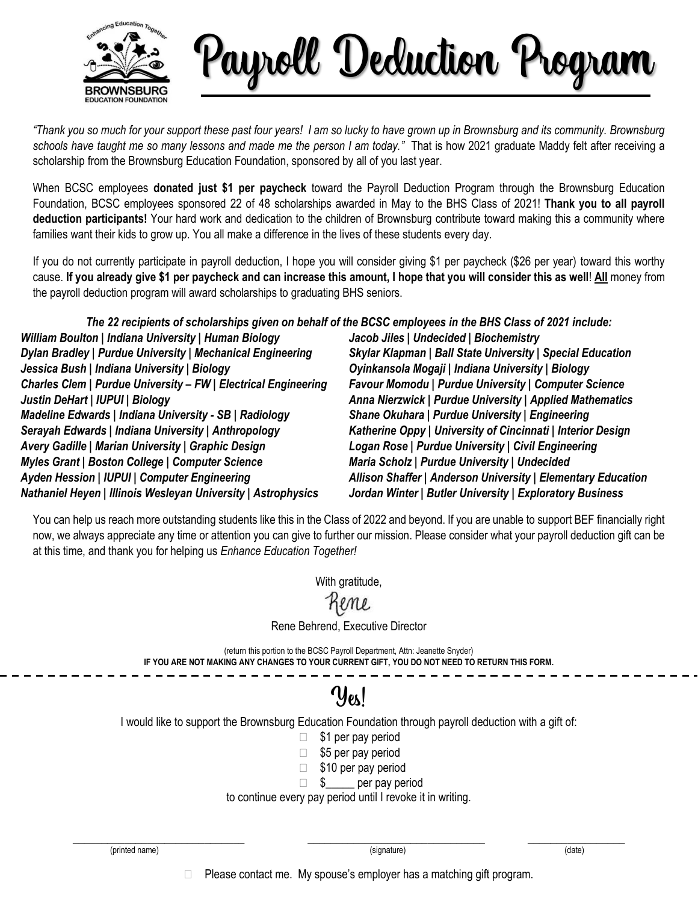# Payroll Deduction Program

*"Thank you so much for your support these past four years! I am so lucky to have grown up in Brownsburg and its community. Brownsburg schools have taught me so many lessons and made me the person I am today."* That is how 2021 graduate Maddy felt after receiving a scholarship from the Brownsburg Education Foundation, sponsored by all of you last year.

When BCSC employees **donated just $1 per paycheck** toward the Payroll Deduction Program through the Brownsburg Education Foundation, BCSC employees sponsored 22 of 48 scholarships awarded in May to the BHS Class of 2021! **Thank you to all payroll deduction participants!** Your hard work and dedication to the children of Brownsburg contribute toward making this a community where families want their kids to grow up. You all make a difference in the lives of these students every day.

If you do not currently participate in payroll deduction, I hope you will consider giving $1 per paycheck ($26 per year) toward this worthy cause. **If you already give $1 per paycheck and can increase this amount, I hope that you will consider this as well**! **All** money from the payroll deduction program will award scholarships to graduating BHS seniors.

***The 22 recipients of scholarships given on behalf of the BCSC employees in the BHS Class of 2021 include:***

***William Boulton | Indiana University | Human Biology***
***Dylan Bradley | Purdue University | Mechanical Engineering***
***Jessica Bush | Indiana University | Biology***
***Charles Clem | Purdue University – FW | Electrical Engineering***
***Justin DeHart | IUPUI | Biology***
***Madeline Edwards | Indiana University - SB | Radiology***
***Serayah Edwards | Indiana University | Anthropology***
***Avery Gadille | Marian University | Graphic Design***
***Myles Grant | Boston College | Computer Science***
***Ayden Hession | IUPUI | Computer Engineering***
***Nathaniel Heyen | Illinois Wesleyan University | Astrophysics***
***Jacob Jiles | Undecided | Biochemistry***
***Skylar Klapman | Ball State University | Special Education***
***Oyinkansola Mogaji | Indiana University | Biology***
***Favour Momodu | Purdue University | Computer Science***
***Anna Nierzwick | Purdue University | Applied Mathematics***
***Shane Okuhara | Purdue University | Engineering***
***Katherine Oppy | University of Cincinnati | Interior Design***
***Logan Rose | Purdue University | Civil Engineering***
***Maria Scholz | Purdue University | Undecided***
***Allison Shaffer | Anderson University | Elementary Education***
***Jordan Winter | Butler University | Exploratory Business***

You can help us reach more outstanding students like this in the Class of 2022 and beyond. If you are unable to support BEF financially right now, we always appreciate any time or attention you can give to further our mission. Please consider what your payroll deduction gift can be at this time, and thank you for helping us *Enhance Education Together!*

With gratitude,

Rene

Rene Behrend, Executive Director

(return this portion to the BCSC Payroll Department, Attn: Jeanette Snyder)

**IF YOU ARE NOT MAKING ANY CHANGES TO YOUR CURRENT GIFT, YOU DO NOT NEED TO RETURN THIS FORM.**

- - - - - - - - - - - - - - - - - - - - - - - - - - - - - - - - - - - - - - - -

## Yes!

I would like to support the Brownsburg Education Foundation through payroll deduction with a gift of:

- ☐ $1 per pay period
- ☐ $5 per pay period
- ☐ $10 per pay period
- ☐ $_____ per pay period

to continue every pay period until I revoke it in writing.

________________________ (printed name) ________________________ (signature) ______________ (date)

☐ Please contact me. My spouse's employer has a matching gift program.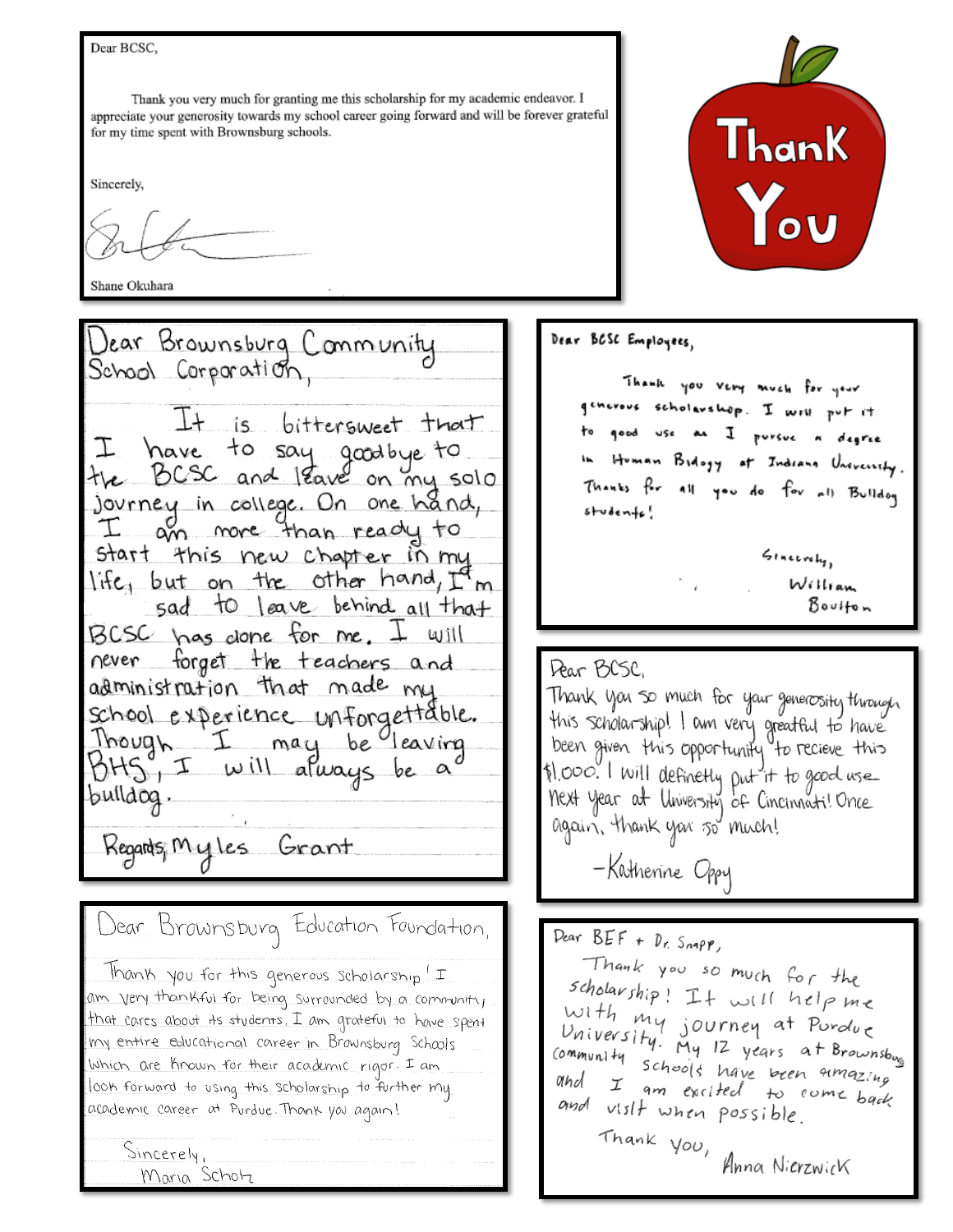Dear BCSC,

Thank you very much for granting me this scholarship for my academic endeavor. I appreciate your generosity towards my school career going forward and will be forever grateful for my time spent with Brownsburg schools.

Sincerely,

Shane Okuhara

**Thank You**

---

Dear Brownsburg Community School Corporation,

It is bittersweet that I have to say goodbye to the BCSC and leave on my solo journey in college. On one hand, I am more than ready to start this new chapter in my life, but on the other hand, I'm sad to leave behind all that BCSC has done for me. I will never forget the teachers and administration that made my school experience unforgettable. Though I may be leaving BHS, I will always be a bulldog.

Regards, Myles Grant

---

Dear BCSC Employees,

Thank you very much for your generous scholarship. I will put it to good use as I pursue a degree in Human Biology at Indiana University. Thanks for all you do for all Bulldog students!

Sincerely,
William Boulton

---

Dear BCSC,

Thank you so much for your generosity through this scholarship! I am very greatful to have been given this opportunity to recieve this $1,000. I will definetly put it to good use next year at University of Cincinnati! Once again, thank you so much!

-Katherine Oppy

---

Dear Brownsburg Education Foundation,

Thank you for this generous scholarship! I am very thankful for being surrounded by a community that cares about its students. I am grateful to have spent my entire educational career in Brownsburg Schools which are known for their academic rigor. I am look forward to using this scholarship to further my academic career at Purdue. Thank you again!

Sincerely,
Maria Scholz

---

Dear BEF + Dr. Snapp,

Thank you so much for the scholarship! It will help me with my journey at Purdue University. My 12 years at Brownsburg Community Schools have been amazing and I am excited to come back and visit when possible.

Thank you,
Anna Nierzwick